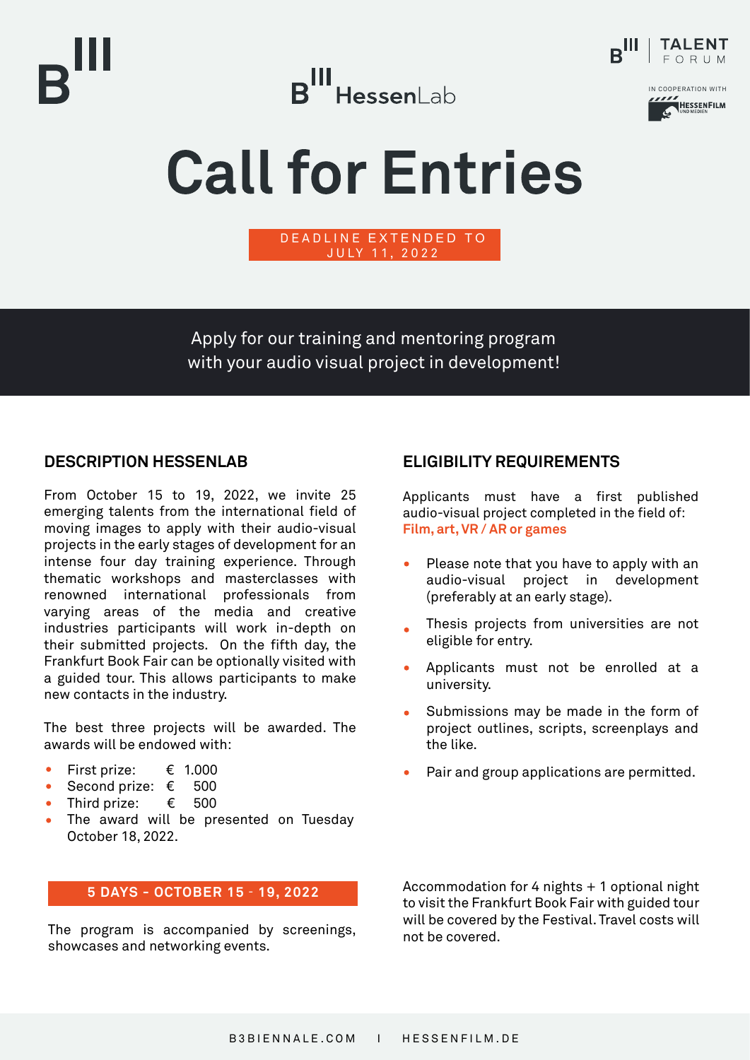B III HessenLab

B III | TALENT FORUM

IN COOPERATION WITH HESSENFILM UND MEDIEN

# Call for Entries

**DEADLINE EXTENDED TO JULY 11, 2022**

Apply for our training and mentoring program with your audio visual project in development!

## DESCRIPTION HESSENLAB

From October 15 to 19, 2022, we invite 25 emerging talents from the international field of moving images to apply with their audio-visual projects in the early stages of development for an intense four day training experience. Through thematic workshops and masterclasses with renowned international professionals from varying areas of the media and creative industries participants will work in-depth on their submitted projects. On the fifth day, the Frankfurt Book Fair can be optionally visited with a guided tour. This allows participants to make new contacts in the industry.

The best three projects will be awarded. The awards will be endowed with:

- First prize: € 1.000
- Second prize: € 500
- Third prize: € 500
- The award will be presented on Tuesday October 18, 2022.

**5 DAYS - OCTOBER 15 - 19, 2022**

The program is accompanied by screenings, showcases and networking events.

## ELIGIBILITY REQUIREMENTS

Applicants must have a first published audio-visual project completed in the field of: **Film, art, VR / AR or games**

- Please note that you have to apply with an audio-visual project in development (preferably at an early stage).
- Thesis projects from universities are not eligible for entry.
- Applicants must not be enrolled at a university.
- Submissions may be made in the form of project outlines, scripts, screenplays and the like.
- Pair and group applications are permitted.

Accommodation for 4 nights + 1 optional night to visit the Frankfurt Book Fair with guided tour will be covered by the Festival. Travel costs will not be covered.

B3BIENNALE.COM I HESSENFILM.DE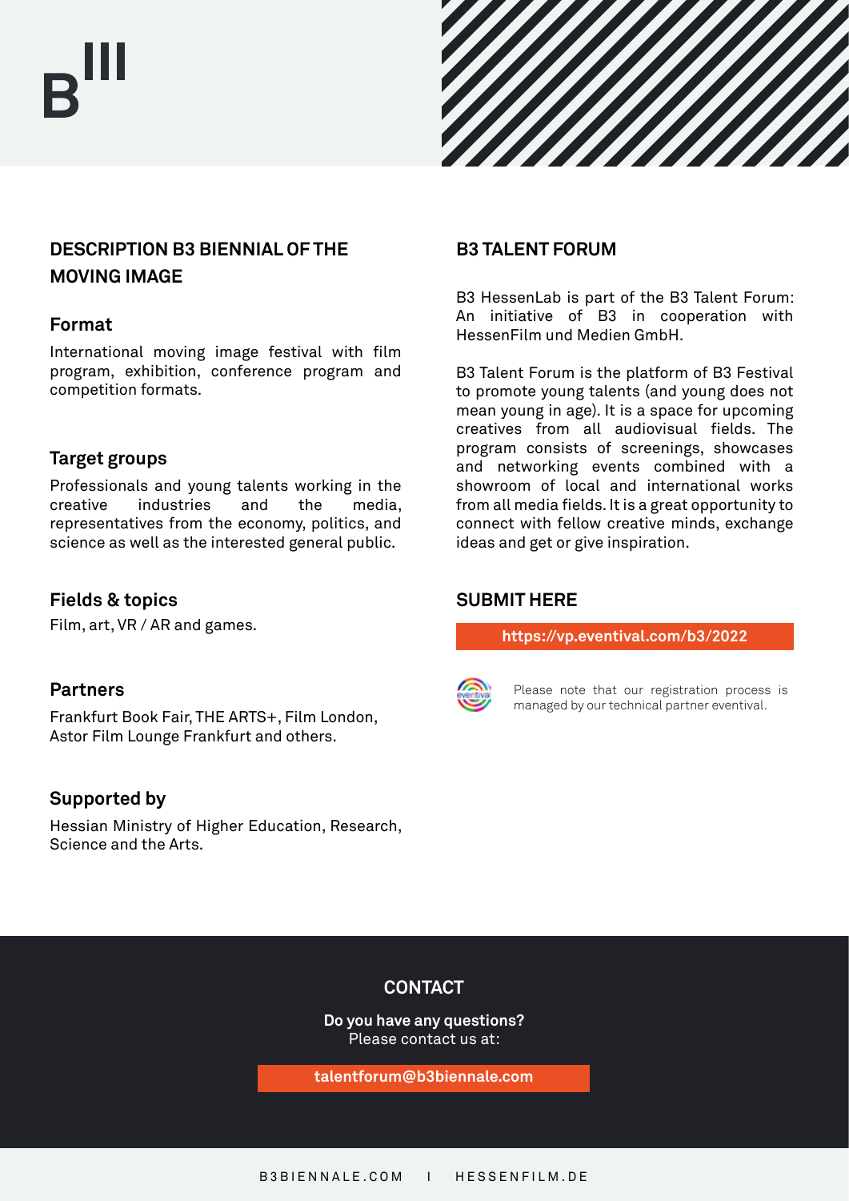## DESCRIPTION B3 BIENNIAL OF THE MOVING IMAGE

### Format

International moving image festival with film program, exhibition, conference program and competition formats.

### Target groups

Professionals and young talents working in the creative industries and the media, representatives from the economy, politics, and science as well as the interested general public.

### Fields & topics

Film, art, VR / AR and games.

### Partners

Frankfurt Book Fair, THE ARTS+, Film London, Astor Film Lounge Frankfurt and others.

### Supported by

Hessian Ministry of Higher Education, Research, Science and the Arts.

## B3 TALENT FORUM

B3 HessenLab is part of the B3 Talent Forum: An initiative of B3 in cooperation with HessenFilm und Medien GmbH.

B3 Talent Forum is the platform of B3 Festival to promote young talents (and young does not mean young in age). It is a space for upcoming creatives from all audiovisual fields. The program consists of screenings, showcases and networking events combined with a showroom of local and international works from all media fields. It is a great opportunity to connect with fellow creative minds, exchange ideas and get or give inspiration.

## SUBMIT HERE

**https://vp.eventival.com/b3/2022**

Please note that our registration process is managed by our technical partner eventival.

## CONTACT

**Do you have any questions?**
Please contact us at:

**talentforum@b3biennale.com**

B3BIENNALE.COM | HESSENFILM.DE